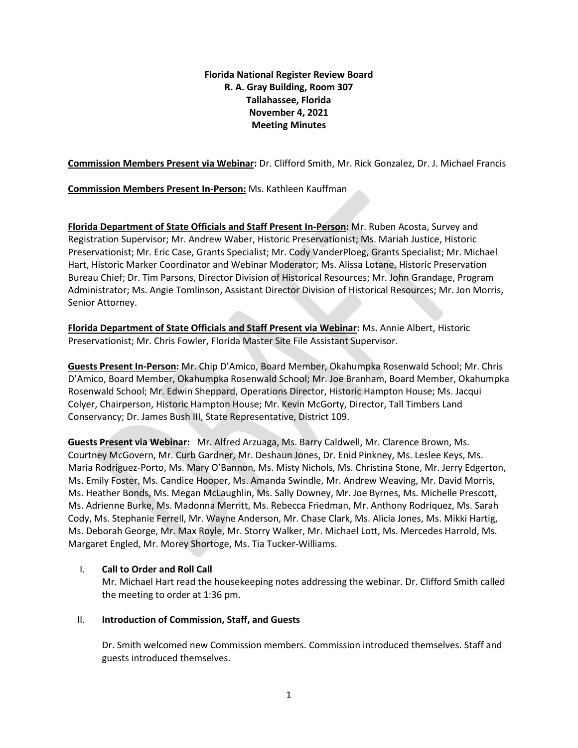**Florida National Register Review Board**
**R. A. Gray Building, Room 307**
**Tallahassee, Florida**
**November 4, 2021**
**Meeting Minutes**

**Commission Members Present via Webinar:** Dr. Clifford Smith, Mr. Rick Gonzalez, Dr. J. Michael Francis

**Commission Members Present In-Person:** Ms. Kathleen Kauffman

**Florida Department of State Officials and Staff Present In-Person:** Mr. Ruben Acosta, Survey and Registration Supervisor; Mr. Andrew Waber, Historic Preservationist; Ms. Mariah Justice, Historic Preservationist; Mr. Eric Case, Grants Specialist; Mr. Cody VanderPloeg, Grants Specialist; Mr. Michael Hart, Historic Marker Coordinator and Webinar Moderator; Ms. Alissa Lotane, Historic Preservation Bureau Chief; Dr. Tim Parsons, Director Division of Historical Resources; Mr. John Grandage, Program Administrator; Ms. Angie Tomlinson, Assistant Director Division of Historical Resources; Mr. Jon Morris, Senior Attorney.

**Florida Department of State Officials and Staff Present via Webinar:** Ms. Annie Albert, Historic Preservationist; Mr. Chris Fowler, Florida Master Site File Assistant Supervisor.

**Guests Present In-Person:** Mr. Chip D'Amico, Board Member, Okahumpka Rosenwald School; Mr. Chris D'Amico, Board Member, Okahumpka Rosenwald School; Mr. Joe Branham, Board Member, Okahumpka Rosenwald School; Mr. Edwin Sheppard, Operations Director, Historic Hampton House; Ms. Jacqui Colyer, Chairperson, Historic Hampton House; Mr. Kevin McGorty, Director, Tall Timbers Land Conservancy; Dr. James Bush III, State Representative, District 109.

**Guests Present via Webinar:** Mr. Alfred Arzuaga, Ms. Barry Caldwell, Mr. Clarence Brown, Ms. Courtney McGovern, Mr. Curb Gardner, Mr. Deshaun Jones, Dr. Enid Pinkney, Ms. Leslee Keys, Ms. Maria Rodriguez-Porto, Ms. Mary O'Bannon, Ms. Misty Nichols, Ms. Christina Stone, Mr. Jerry Edgerton, Ms. Emily Foster, Ms. Candice Hooper, Ms. Amanda Swindle, Mr. Andrew Weaving, Mr. David Morris, Ms. Heather Bonds, Ms. Megan McLaughlin, Ms. Sally Downey, Mr. Joe Byrnes, Ms. Michelle Prescott, Ms. Adrienne Burke, Ms. Madonna Merritt, Ms. Rebecca Friedman, Mr. Anthony Rodriquez, Ms. Sarah Cody, Ms. Stephanie Ferrell, Mr. Wayne Anderson, Mr. Chase Clark, Ms. Alicia Jones, Ms. Mikki Hartig, Ms. Deborah George, Mr. Max Royle, Mr. Storry Walker, Mr. Michael Lott, Ms. Mercedes Harrold, Ms. Margaret Engled, Mr. Morey Shortoge, Ms. Tia Tucker-Williams.

I. **Call to Order and Roll Call**

   Mr. Michael Hart read the housekeeping notes addressing the webinar. Dr. Clifford Smith called the meeting to order at 1:36 pm.

II. **Introduction of Commission, Staff, and Guests**

   Dr. Smith welcomed new Commission members. Commission introduced themselves. Staff and guests introduced themselves.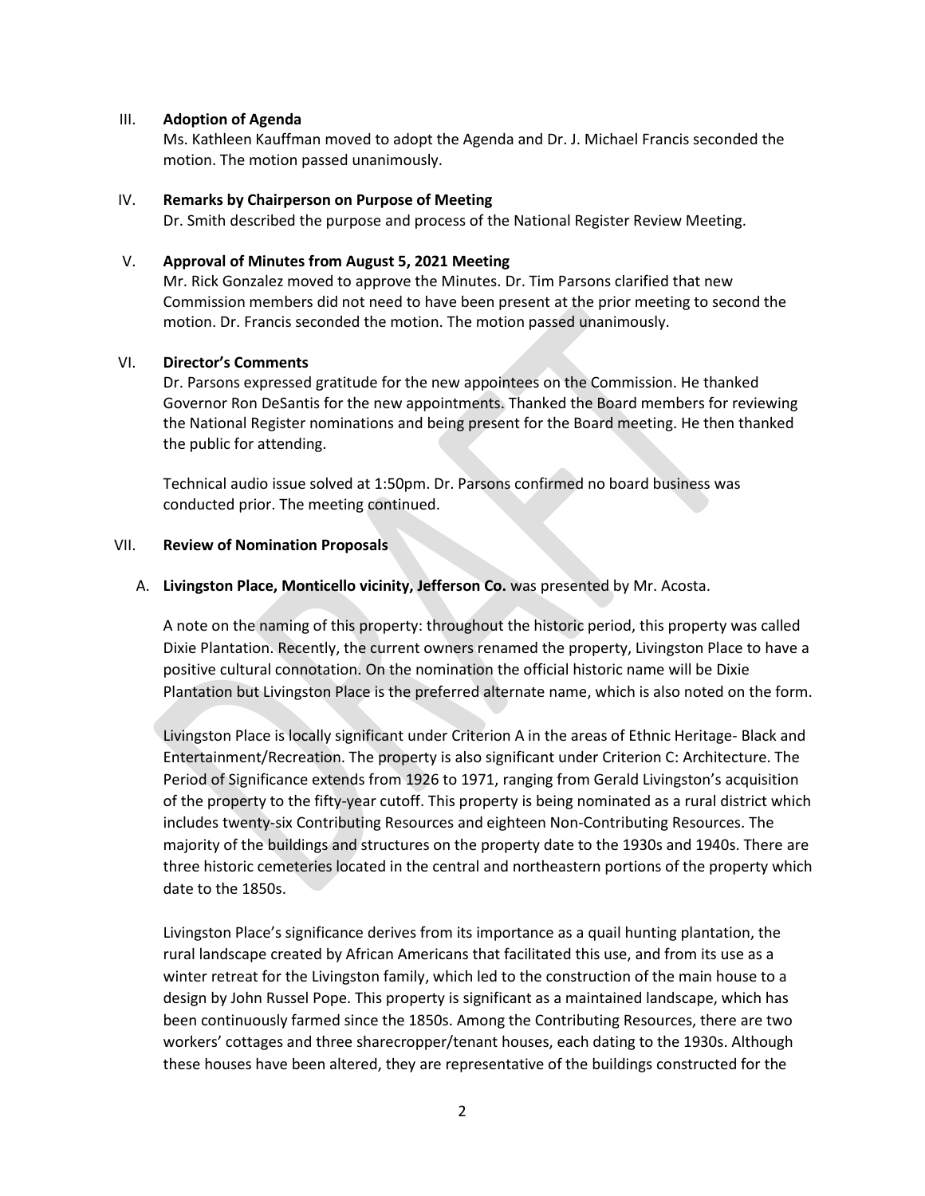### III. **Adoption of Agenda**

Ms. Kathleen Kauffman moved to adopt the Agenda and Dr. J. Michael Francis seconded the motion. The motion passed unanimously.

### IV. **Remarks by Chairperson on Purpose of Meeting**

Dr. Smith described the purpose and process of the National Register Review Meeting.

### V. **Approval of Minutes from August 5, 2021 Meeting**

Mr. Rick Gonzalez moved to approve the Minutes. Dr. Tim Parsons clarified that new Commission members did not need to have been present at the prior meeting to second the motion. Dr. Francis seconded the motion. The motion passed unanimously.

### VI. **Director's Comments**

Dr. Parsons expressed gratitude for the new appointees on the Commission. He thanked Governor Ron DeSantis for the new appointments. Thanked the Board members for reviewing the National Register nominations and being present for the Board meeting. He then thanked the public for attending.

Technical audio issue solved at 1:50pm. Dr. Parsons confirmed no board business was conducted prior. The meeting continued.

### VII. **Review of Nomination Proposals**

A. **Livingston Place, Monticello vicinity, Jefferson Co.** was presented by Mr. Acosta.

A note on the naming of this property: throughout the historic period, this property was called Dixie Plantation. Recently, the current owners renamed the property, Livingston Place to have a positive cultural connotation. On the nomination the official historic name will be Dixie Plantation but Livingston Place is the preferred alternate name, which is also noted on the form.

Livingston Place is locally significant under Criterion A in the areas of Ethnic Heritage- Black and Entertainment/Recreation. The property is also significant under Criterion C: Architecture. The Period of Significance extends from 1926 to 1971, ranging from Gerald Livingston's acquisition of the property to the fifty-year cutoff. This property is being nominated as a rural district which includes twenty-six Contributing Resources and eighteen Non-Contributing Resources. The majority of the buildings and structures on the property date to the 1930s and 1940s. There are three historic cemeteries located in the central and northeastern portions of the property which date to the 1850s.

Livingston Place's significance derives from its importance as a quail hunting plantation, the rural landscape created by African Americans that facilitated this use, and from its use as a winter retreat for the Livingston family, which led to the construction of the main house to a design by John Russel Pope. This property is significant as a maintained landscape, which has been continuously farmed since the 1850s. Among the Contributing Resources, there are two workers' cottages and three sharecropper/tenant houses, each dating to the 1930s. Although these houses have been altered, they are representative of the buildings constructed for the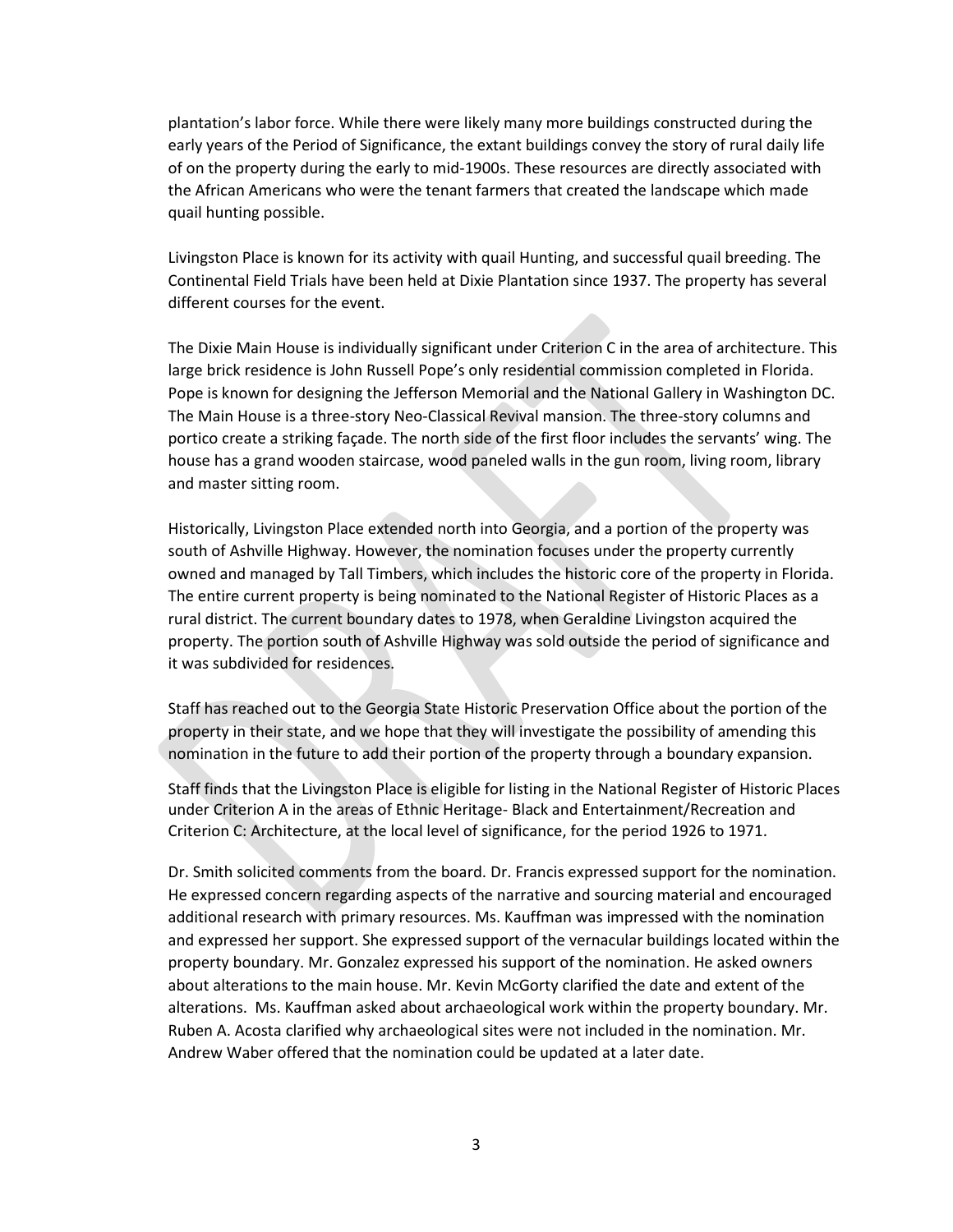plantation's labor force. While there were likely many more buildings constructed during the early years of the Period of Significance, the extant buildings convey the story of rural daily life of on the property during the early to mid-1900s. These resources are directly associated with the African Americans who were the tenant farmers that created the landscape which made quail hunting possible.

Livingston Place is known for its activity with quail Hunting, and successful quail breeding. The Continental Field Trials have been held at Dixie Plantation since 1937. The property has several different courses for the event.

The Dixie Main House is individually significant under Criterion C in the area of architecture. This large brick residence is John Russell Pope's only residential commission completed in Florida. Pope is known for designing the Jefferson Memorial and the National Gallery in Washington DC. The Main House is a three-story Neo-Classical Revival mansion. The three-story columns and portico create a striking façade. The north side of the first floor includes the servants' wing. The house has a grand wooden staircase, wood paneled walls in the gun room, living room, library and master sitting room.

Historically, Livingston Place extended north into Georgia, and a portion of the property was south of Ashville Highway. However, the nomination focuses under the property currently owned and managed by Tall Timbers, which includes the historic core of the property in Florida. The entire current property is being nominated to the National Register of Historic Places as a rural district. The current boundary dates to 1978, when Geraldine Livingston acquired the property. The portion south of Ashville Highway was sold outside the period of significance and it was subdivided for residences.

Staff has reached out to the Georgia State Historic Preservation Office about the portion of the property in their state, and we hope that they will investigate the possibility of amending this nomination in the future to add their portion of the property through a boundary expansion.

Staff finds that the Livingston Place is eligible for listing in the National Register of Historic Places under Criterion A in the areas of Ethnic Heritage- Black and Entertainment/Recreation and Criterion C: Architecture, at the local level of significance, for the period 1926 to 1971.

Dr. Smith solicited comments from the board. Dr. Francis expressed support for the nomination. He expressed concern regarding aspects of the narrative and sourcing material and encouraged additional research with primary resources. Ms. Kauffman was impressed with the nomination and expressed her support. She expressed support of the vernacular buildings located within the property boundary. Mr. Gonzalez expressed his support of the nomination. He asked owners about alterations to the main house. Mr. Kevin McGorty clarified the date and extent of the alterations. Ms. Kauffman asked about archaeological work within the property boundary. Mr. Ruben A. Acosta clarified why archaeological sites were not included in the nomination. Mr. Andrew Waber offered that the nomination could be updated at a later date.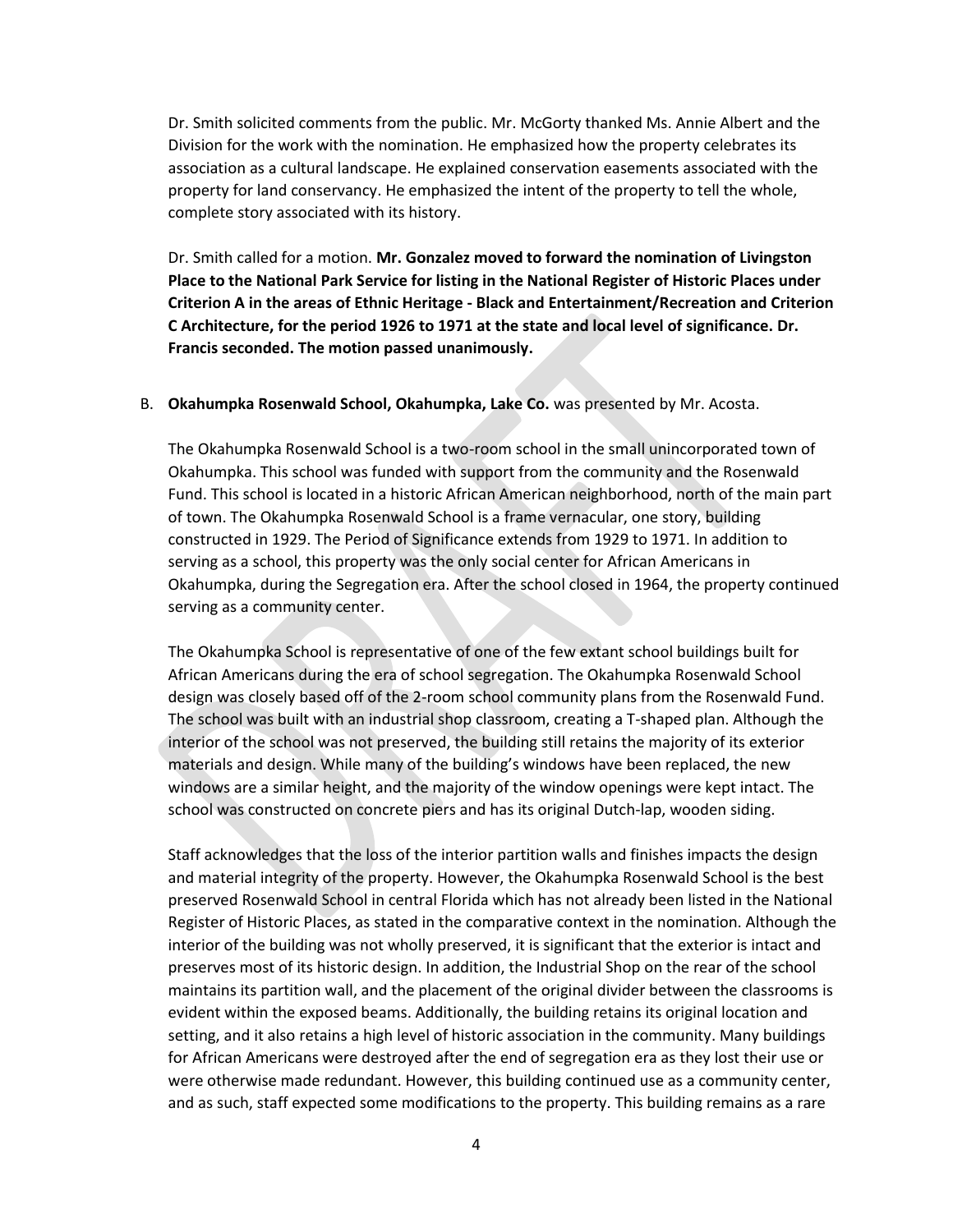Dr. Smith solicited comments from the public. Mr. McGorty thanked Ms. Annie Albert and the Division for the work with the nomination. He emphasized how the property celebrates its association as a cultural landscape. He explained conservation easements associated with the property for land conservancy. He emphasized the intent of the property to tell the whole, complete story associated with its history.

Dr. Smith called for a motion. **Mr. Gonzalez moved to forward the nomination of Livingston Place to the National Park Service for listing in the National Register of Historic Places under Criterion A in the areas of Ethnic Heritage - Black and Entertainment/Recreation and Criterion C Architecture, for the period 1926 to 1971 at the state and local level of significance. Dr. Francis seconded. The motion passed unanimously.**

B. **Okahumpka Rosenwald School, Okahumpka, Lake Co.** was presented by Mr. Acosta.

The Okahumpka Rosenwald School is a two-room school in the small unincorporated town of Okahumpka. This school was funded with support from the community and the Rosenwald Fund. This school is located in a historic African American neighborhood, north of the main part of town. The Okahumpka Rosenwald School is a frame vernacular, one story, building constructed in 1929. The Period of Significance extends from 1929 to 1971. In addition to serving as a school, this property was the only social center for African Americans in Okahumpka, during the Segregation era. After the school closed in 1964, the property continued serving as a community center.

The Okahumpka School is representative of one of the few extant school buildings built for African Americans during the era of school segregation. The Okahumpka Rosenwald School design was closely based off of the 2-room school community plans from the Rosenwald Fund. The school was built with an industrial shop classroom, creating a T-shaped plan. Although the interior of the school was not preserved, the building still retains the majority of its exterior materials and design. While many of the building's windows have been replaced, the new windows are a similar height, and the majority of the window openings were kept intact. The school was constructed on concrete piers and has its original Dutch-lap, wooden siding.

Staff acknowledges that the loss of the interior partition walls and finishes impacts the design and material integrity of the property. However, the Okahumpka Rosenwald School is the best preserved Rosenwald School in central Florida which has not already been listed in the National Register of Historic Places, as stated in the comparative context in the nomination. Although the interior of the building was not wholly preserved, it is significant that the exterior is intact and preserves most of its historic design. In addition, the Industrial Shop on the rear of the school maintains its partition wall, and the placement of the original divider between the classrooms is evident within the exposed beams. Additionally, the building retains its original location and setting, and it also retains a high level of historic association in the community. Many buildings for African Americans were destroyed after the end of segregation era as they lost their use or were otherwise made redundant. However, this building continued use as a community center, and as such, staff expected some modifications to the property. This building remains as a rare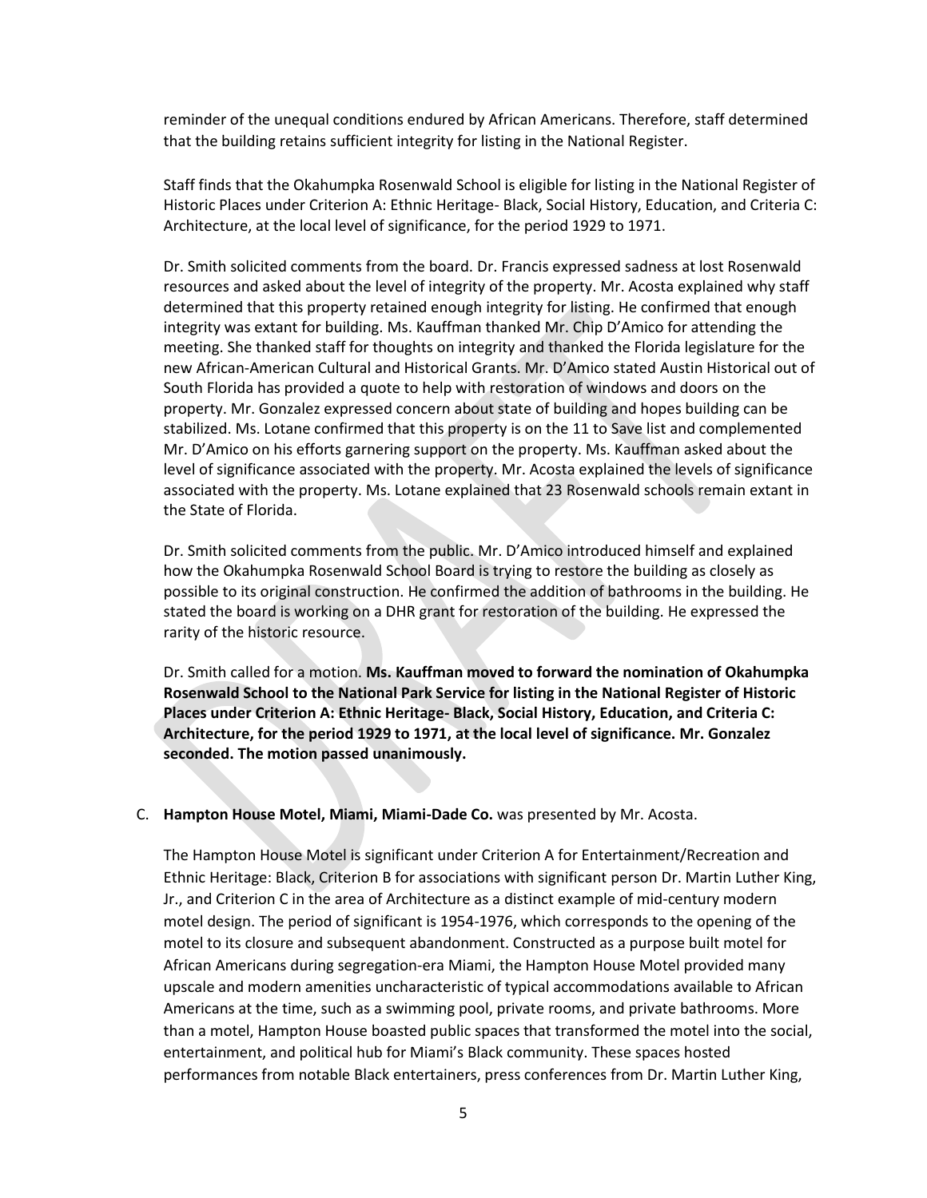reminder of the unequal conditions endured by African Americans. Therefore, staff determined that the building retains sufficient integrity for listing in the National Register.

Staff finds that the Okahumpka Rosenwald School is eligible for listing in the National Register of Historic Places under Criterion A: Ethnic Heritage- Black, Social History, Education, and Criteria C: Architecture, at the local level of significance, for the period 1929 to 1971.

Dr. Smith solicited comments from the board. Dr. Francis expressed sadness at lost Rosenwald resources and asked about the level of integrity of the property. Mr. Acosta explained why staff determined that this property retained enough integrity for listing. He confirmed that enough integrity was extant for building. Ms. Kauffman thanked Mr. Chip D'Amico for attending the meeting. She thanked staff for thoughts on integrity and thanked the Florida legislature for the new African-American Cultural and Historical Grants. Mr. D'Amico stated Austin Historical out of South Florida has provided a quote to help with restoration of windows and doors on the property. Mr. Gonzalez expressed concern about state of building and hopes building can be stabilized. Ms. Lotane confirmed that this property is on the 11 to Save list and complemented Mr. D'Amico on his efforts garnering support on the property. Ms. Kauffman asked about the level of significance associated with the property. Mr. Acosta explained the levels of significance associated with the property. Ms. Lotane explained that 23 Rosenwald schools remain extant in the State of Florida.

Dr. Smith solicited comments from the public. Mr. D'Amico introduced himself and explained how the Okahumpka Rosenwald School Board is trying to restore the building as closely as possible to its original construction. He confirmed the addition of bathrooms in the building. He stated the board is working on a DHR grant for restoration of the building. He expressed the rarity of the historic resource.

Dr. Smith called for a motion. **Ms. Kauffman moved to forward the nomination of Okahumpka Rosenwald School to the National Park Service for listing in the National Register of Historic Places under Criterion A: Ethnic Heritage- Black, Social History, Education, and Criteria C: Architecture, for the period 1929 to 1971, at the local level of significance. Mr. Gonzalez seconded. The motion passed unanimously.**

C. **Hampton House Motel, Miami, Miami-Dade Co.** was presented by Mr. Acosta.

The Hampton House Motel is significant under Criterion A for Entertainment/Recreation and Ethnic Heritage: Black, Criterion B for associations with significant person Dr. Martin Luther King, Jr., and Criterion C in the area of Architecture as a distinct example of mid-century modern motel design. The period of significant is 1954-1976, which corresponds to the opening of the motel to its closure and subsequent abandonment. Constructed as a purpose built motel for African Americans during segregation-era Miami, the Hampton House Motel provided many upscale and modern amenities uncharacteristic of typical accommodations available to African Americans at the time, such as a swimming pool, private rooms, and private bathrooms. More than a motel, Hampton House boasted public spaces that transformed the motel into the social, entertainment, and political hub for Miami's Black community. These spaces hosted performances from notable Black entertainers, press conferences from Dr. Martin Luther King,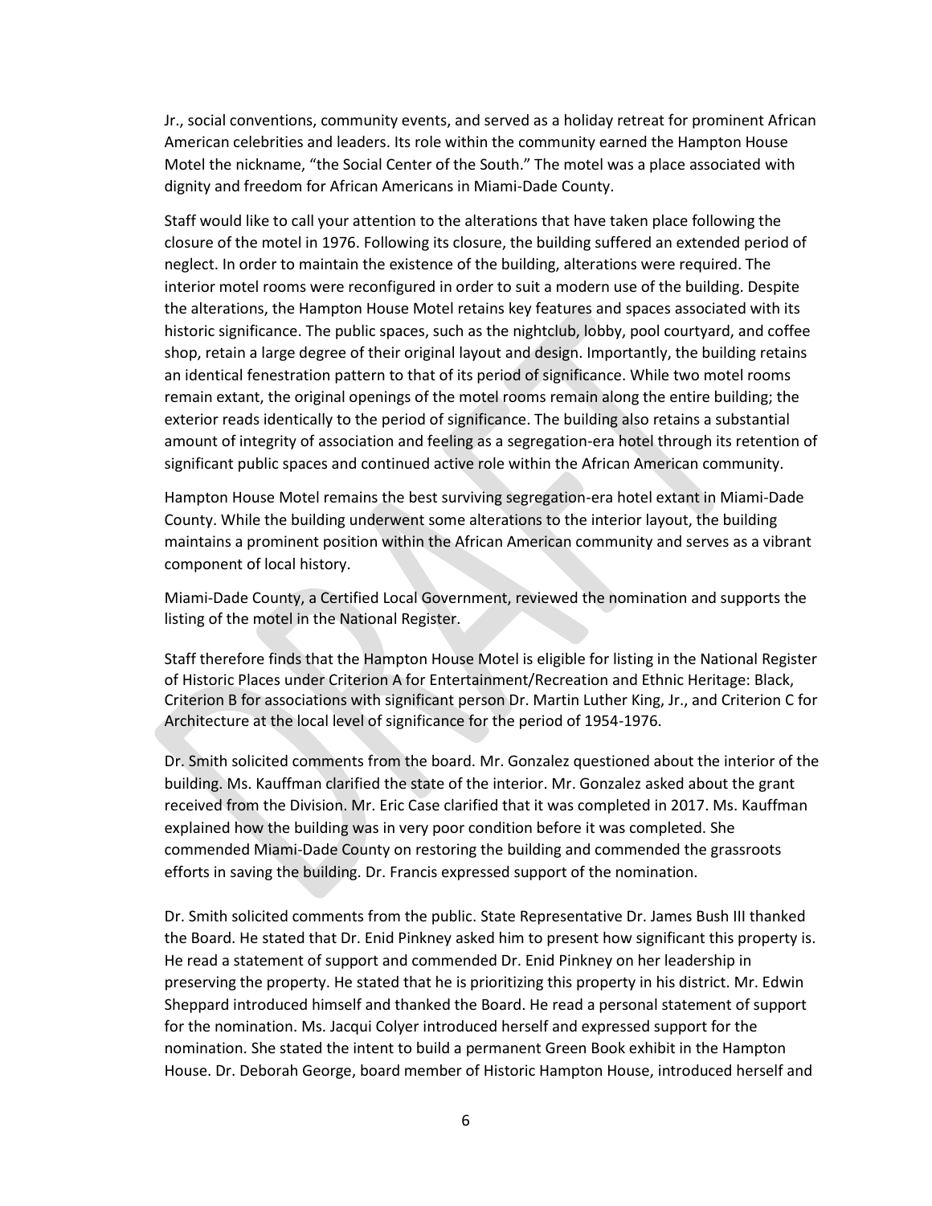Jr., social conventions, community events, and served as a holiday retreat for prominent African American celebrities and leaders. Its role within the community earned the Hampton House Motel the nickname, "the Social Center of the South." The motel was a place associated with dignity and freedom for African Americans in Miami-Dade County.

Staff would like to call your attention to the alterations that have taken place following the closure of the motel in 1976. Following its closure, the building suffered an extended period of neglect. In order to maintain the existence of the building, alterations were required. The interior motel rooms were reconfigured in order to suit a modern use of the building. Despite the alterations, the Hampton House Motel retains key features and spaces associated with its historic significance. The public spaces, such as the nightclub, lobby, pool courtyard, and coffee shop, retain a large degree of their original layout and design. Importantly, the building retains an identical fenestration pattern to that of its period of significance. While two motel rooms remain extant, the original openings of the motel rooms remain along the entire building; the exterior reads identically to the period of significance. The building also retains a substantial amount of integrity of association and feeling as a segregation-era hotel through its retention of significant public spaces and continued active role within the African American community.

Hampton House Motel remains the best surviving segregation-era hotel extant in Miami-Dade County. While the building underwent some alterations to the interior layout, the building maintains a prominent position within the African American community and serves as a vibrant component of local history.

Miami-Dade County, a Certified Local Government, reviewed the nomination and supports the listing of the motel in the National Register.

Staff therefore finds that the Hampton House Motel is eligible for listing in the National Register of Historic Places under Criterion A for Entertainment/Recreation and Ethnic Heritage: Black, Criterion B for associations with significant person Dr. Martin Luther King, Jr., and Criterion C for Architecture at the local level of significance for the period of 1954-1976.

Dr. Smith solicited comments from the board. Mr. Gonzalez questioned about the interior of the building. Ms. Kauffman clarified the state of the interior. Mr. Gonzalez asked about the grant received from the Division. Mr. Eric Case clarified that it was completed in 2017. Ms. Kauffman explained how the building was in very poor condition before it was completed. She commended Miami-Dade County on restoring the building and commended the grassroots efforts in saving the building. Dr. Francis expressed support of the nomination.

Dr. Smith solicited comments from the public. State Representative Dr. James Bush III thanked the Board. He stated that Dr. Enid Pinkney asked him to present how significant this property is. He read a statement of support and commended Dr. Enid Pinkney on her leadership in preserving the property. He stated that he is prioritizing this property in his district. Mr. Edwin Sheppard introduced himself and thanked the Board. He read a personal statement of support for the nomination. Ms. Jacqui Colyer introduced herself and expressed support for the nomination. She stated the intent to build a permanent Green Book exhibit in the Hampton House. Dr. Deborah George, board member of Historic Hampton House, introduced herself and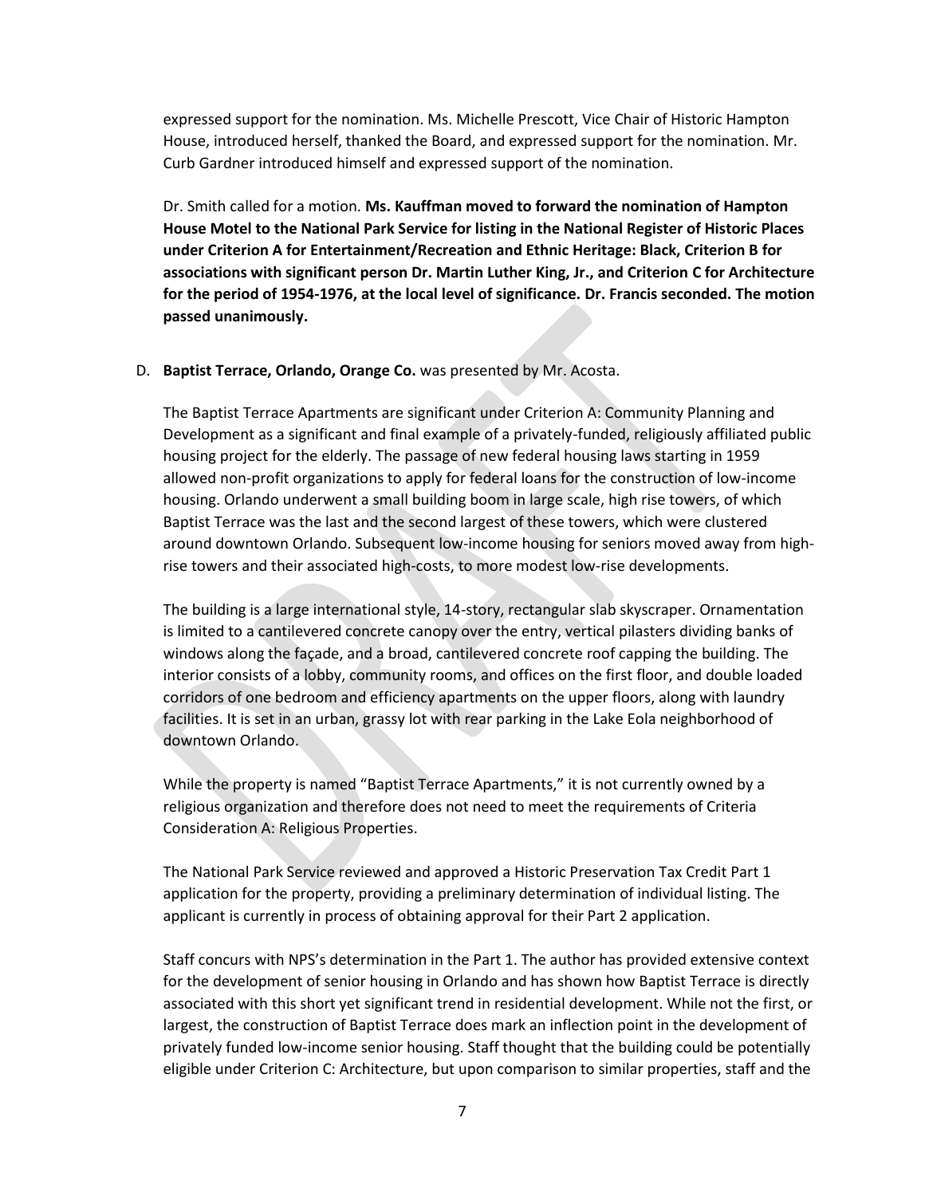expressed support for the nomination. Ms. Michelle Prescott, Vice Chair of Historic Hampton House, introduced herself, thanked the Board, and expressed support for the nomination. Mr. Curb Gardner introduced himself and expressed support of the nomination.

Dr. Smith called for a motion. **Ms. Kauffman moved to forward the nomination of Hampton House Motel to the National Park Service for listing in the National Register of Historic Places under Criterion A for Entertainment/Recreation and Ethnic Heritage: Black, Criterion B for associations with significant person Dr. Martin Luther King, Jr., and Criterion C for Architecture for the period of 1954-1976, at the local level of significance. Dr. Francis seconded. The motion passed unanimously.**

D. **Baptist Terrace, Orlando, Orange Co.** was presented by Mr. Acosta.

The Baptist Terrace Apartments are significant under Criterion A: Community Planning and Development as a significant and final example of a privately-funded, religiously affiliated public housing project for the elderly. The passage of new federal housing laws starting in 1959 allowed non-profit organizations to apply for federal loans for the construction of low-income housing. Orlando underwent a small building boom in large scale, high rise towers, of which Baptist Terrace was the last and the second largest of these towers, which were clustered around downtown Orlando. Subsequent low-income housing for seniors moved away from high-rise towers and their associated high-costs, to more modest low-rise developments.

The building is a large international style, 14-story, rectangular slab skyscraper. Ornamentation is limited to a cantilevered concrete canopy over the entry, vertical pilasters dividing banks of windows along the façade, and a broad, cantilevered concrete roof capping the building. The interior consists of a lobby, community rooms, and offices on the first floor, and double loaded corridors of one bedroom and efficiency apartments on the upper floors, along with laundry facilities. It is set in an urban, grassy lot with rear parking in the Lake Eola neighborhood of downtown Orlando.

While the property is named "Baptist Terrace Apartments," it is not currently owned by a religious organization and therefore does not need to meet the requirements of Criteria Consideration A: Religious Properties.

The National Park Service reviewed and approved a Historic Preservation Tax Credit Part 1 application for the property, providing a preliminary determination of individual listing. The applicant is currently in process of obtaining approval for their Part 2 application.

Staff concurs with NPS's determination in the Part 1. The author has provided extensive context for the development of senior housing in Orlando and has shown how Baptist Terrace is directly associated with this short yet significant trend in residential development. While not the first, or largest, the construction of Baptist Terrace does mark an inflection point in the development of privately funded low-income senior housing. Staff thought that the building could be potentially eligible under Criterion C: Architecture, but upon comparison to similar properties, staff and the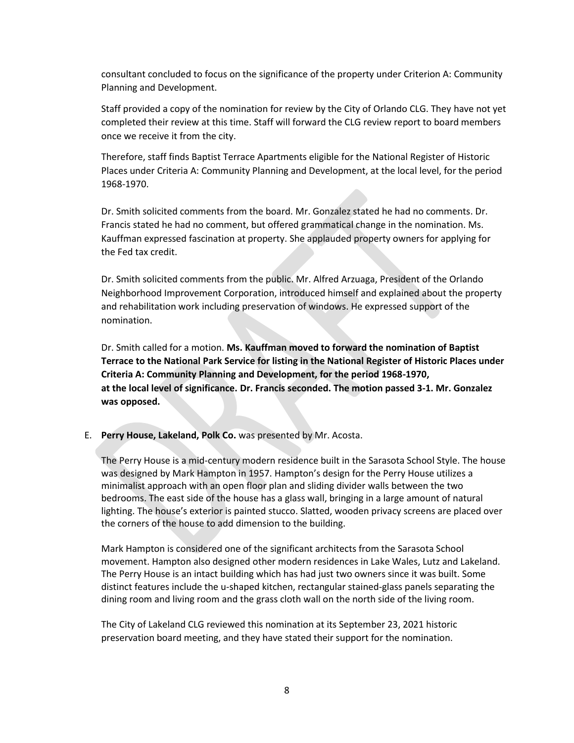consultant concluded to focus on the significance of the property under Criterion A: Community Planning and Development.

Staff provided a copy of the nomination for review by the City of Orlando CLG. They have not yet completed their review at this time. Staff will forward the CLG review report to board members once we receive it from the city.

Therefore, staff finds Baptist Terrace Apartments eligible for the National Register of Historic Places under Criteria A: Community Planning and Development, at the local level, for the period 1968-1970.

Dr. Smith solicited comments from the board. Mr. Gonzalez stated he had no comments. Dr. Francis stated he had no comment, but offered grammatical change in the nomination. Ms. Kauffman expressed fascination at property. She applauded property owners for applying for the Fed tax credit.

Dr. Smith solicited comments from the public. Mr. Alfred Arzuaga, President of the Orlando Neighborhood Improvement Corporation, introduced himself and explained about the property and rehabilitation work including preservation of windows. He expressed support of the nomination.

Dr. Smith called for a motion. **Ms. Kauffman moved to forward the nomination of Baptist Terrace to the National Park Service for listing in the National Register of Historic Places under Criteria A: Community Planning and Development, for the period 1968-1970, at the local level of significance. Dr. Francis seconded. The motion passed 3-1. Mr. Gonzalez was opposed.**

E. **Perry House, Lakeland, Polk Co.** was presented by Mr. Acosta.

The Perry House is a mid-century modern residence built in the Sarasota School Style. The house was designed by Mark Hampton in 1957. Hampton's design for the Perry House utilizes a minimalist approach with an open floor plan and sliding divider walls between the two bedrooms. The east side of the house has a glass wall, bringing in a large amount of natural lighting. The house's exterior is painted stucco. Slatted, wooden privacy screens are placed over the corners of the house to add dimension to the building.

Mark Hampton is considered one of the significant architects from the Sarasota School movement. Hampton also designed other modern residences in Lake Wales, Lutz and Lakeland. The Perry House is an intact building which has had just two owners since it was built. Some distinct features include the u-shaped kitchen, rectangular stained-glass panels separating the dining room and living room and the grass cloth wall on the north side of the living room.

The City of Lakeland CLG reviewed this nomination at its September 23, 2021 historic preservation board meeting, and they have stated their support for the nomination.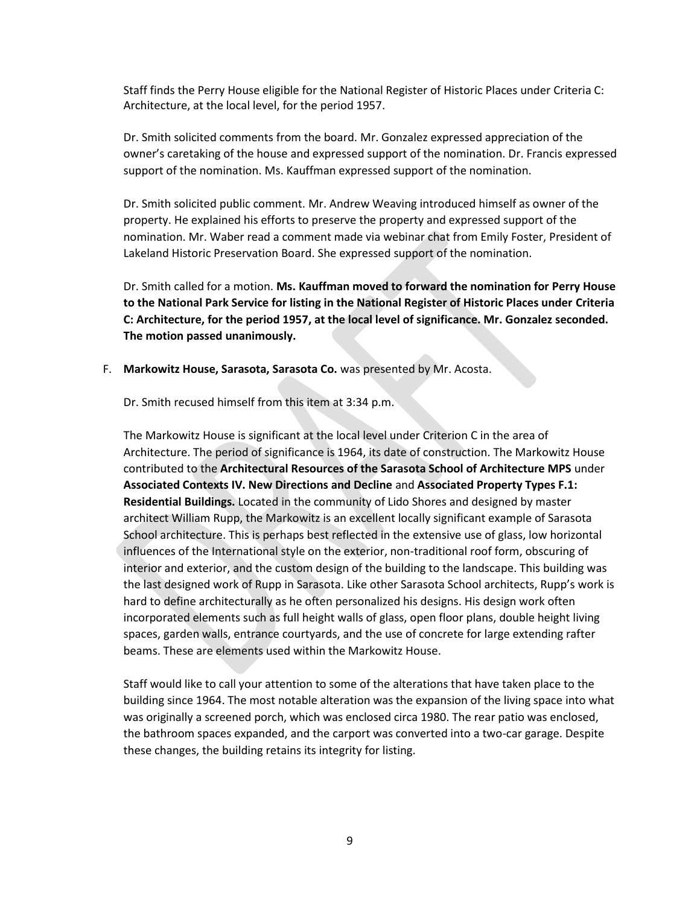Staff finds the Perry House eligible for the National Register of Historic Places under Criteria C: Architecture, at the local level, for the period 1957.

Dr. Smith solicited comments from the board. Mr. Gonzalez expressed appreciation of the owner's caretaking of the house and expressed support of the nomination. Dr. Francis expressed support of the nomination. Ms. Kauffman expressed support of the nomination.

Dr. Smith solicited public comment. Mr. Andrew Weaving introduced himself as owner of the property. He explained his efforts to preserve the property and expressed support of the nomination. Mr. Waber read a comment made via webinar chat from Emily Foster, President of Lakeland Historic Preservation Board. She expressed support of the nomination.

Dr. Smith called for a motion. **Ms. Kauffman moved to forward the nomination for Perry House to the National Park Service for listing in the National Register of Historic Places under Criteria C: Architecture, for the period 1957, at the local level of significance. Mr. Gonzalez seconded. The motion passed unanimously.**

F. **Markowitz House, Sarasota, Sarasota Co.** was presented by Mr. Acosta.

Dr. Smith recused himself from this item at 3:34 p.m.

The Markowitz House is significant at the local level under Criterion C in the area of Architecture. The period of significance is 1964, its date of construction. The Markowitz House contributed to the **Architectural Resources of the Sarasota School of Architecture MPS** under **Associated Contexts IV. New Directions and Decline** and **Associated Property Types F.1: Residential Buildings.** Located in the community of Lido Shores and designed by master architect William Rupp, the Markowitz is an excellent locally significant example of Sarasota School architecture. This is perhaps best reflected in the extensive use of glass, low horizontal influences of the International style on the exterior, non-traditional roof form, obscuring of interior and exterior, and the custom design of the building to the landscape. This building was the last designed work of Rupp in Sarasota. Like other Sarasota School architects, Rupp's work is hard to define architecturally as he often personalized his designs. His design work often incorporated elements such as full height walls of glass, open floor plans, double height living spaces, garden walls, entrance courtyards, and the use of concrete for large extending rafter beams. These are elements used within the Markowitz House.

Staff would like to call your attention to some of the alterations that have taken place to the building since 1964. The most notable alteration was the expansion of the living space into what was originally a screened porch, which was enclosed circa 1980. The rear patio was enclosed, the bathroom spaces expanded, and the carport was converted into a two-car garage. Despite these changes, the building retains its integrity for listing.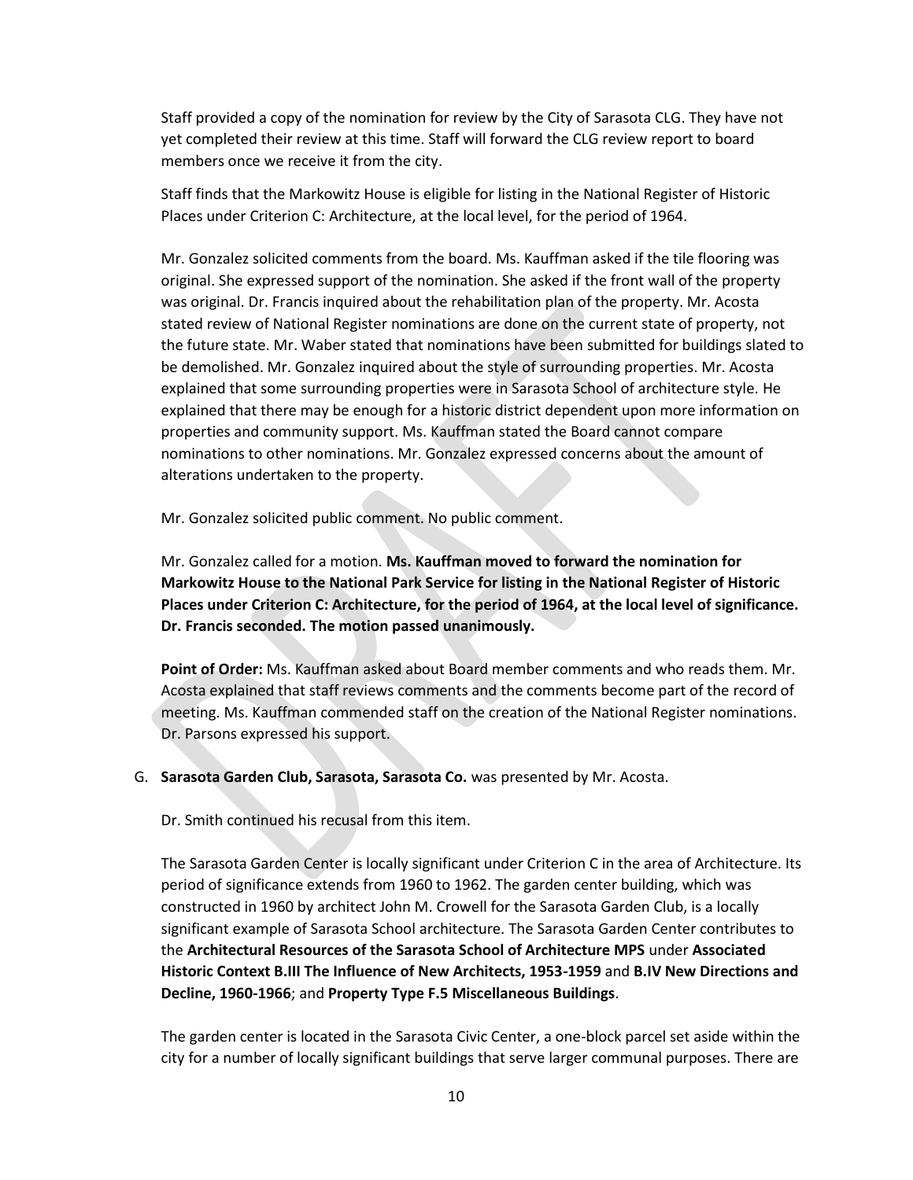Staff provided a copy of the nomination for review by the City of Sarasota CLG. They have not yet completed their review at this time. Staff will forward the CLG review report to board members once we receive it from the city.

Staff finds that the Markowitz House is eligible for listing in the National Register of Historic Places under Criterion C: Architecture, at the local level, for the period of 1964.

Mr. Gonzalez solicited comments from the board. Ms. Kauffman asked if the tile flooring was original. She expressed support of the nomination. She asked if the front wall of the property was original. Dr. Francis inquired about the rehabilitation plan of the property. Mr. Acosta stated review of National Register nominations are done on the current state of property, not the future state. Mr. Waber stated that nominations have been submitted for buildings slated to be demolished. Mr. Gonzalez inquired about the style of surrounding properties. Mr. Acosta explained that some surrounding properties were in Sarasota School of architecture style. He explained that there may be enough for a historic district dependent upon more information on properties and community support. Ms. Kauffman stated the Board cannot compare nominations to other nominations. Mr. Gonzalez expressed concerns about the amount of alterations undertaken to the property.

Mr. Gonzalez solicited public comment. No public comment.

Mr. Gonzalez called for a motion. **Ms. Kauffman moved to forward the nomination for Markowitz House to the National Park Service for listing in the National Register of Historic Places under Criterion C: Architecture, for the period of 1964, at the local level of significance. Dr. Francis seconded. The motion passed unanimously.**

**Point of Order:** Ms. Kauffman asked about Board member comments and who reads them. Mr. Acosta explained that staff reviews comments and the comments become part of the record of meeting. Ms. Kauffman commended staff on the creation of the National Register nominations. Dr. Parsons expressed his support.

G. **Sarasota Garden Club, Sarasota, Sarasota Co.** was presented by Mr. Acosta.

Dr. Smith continued his recusal from this item.

The Sarasota Garden Center is locally significant under Criterion C in the area of Architecture. Its period of significance extends from 1960 to 1962. The garden center building, which was constructed in 1960 by architect John M. Crowell for the Sarasota Garden Club, is a locally significant example of Sarasota School architecture. The Sarasota Garden Center contributes to the **Architectural Resources of the Sarasota School of Architecture MPS** under **Associated Historic Context B.III The Influence of New Architects, 1953-1959** and **B.IV New Directions and Decline, 1960-1966**; and **Property Type F.5 Miscellaneous Buildings**.

The garden center is located in the Sarasota Civic Center, a one-block parcel set aside within the city for a number of locally significant buildings that serve larger communal purposes. There are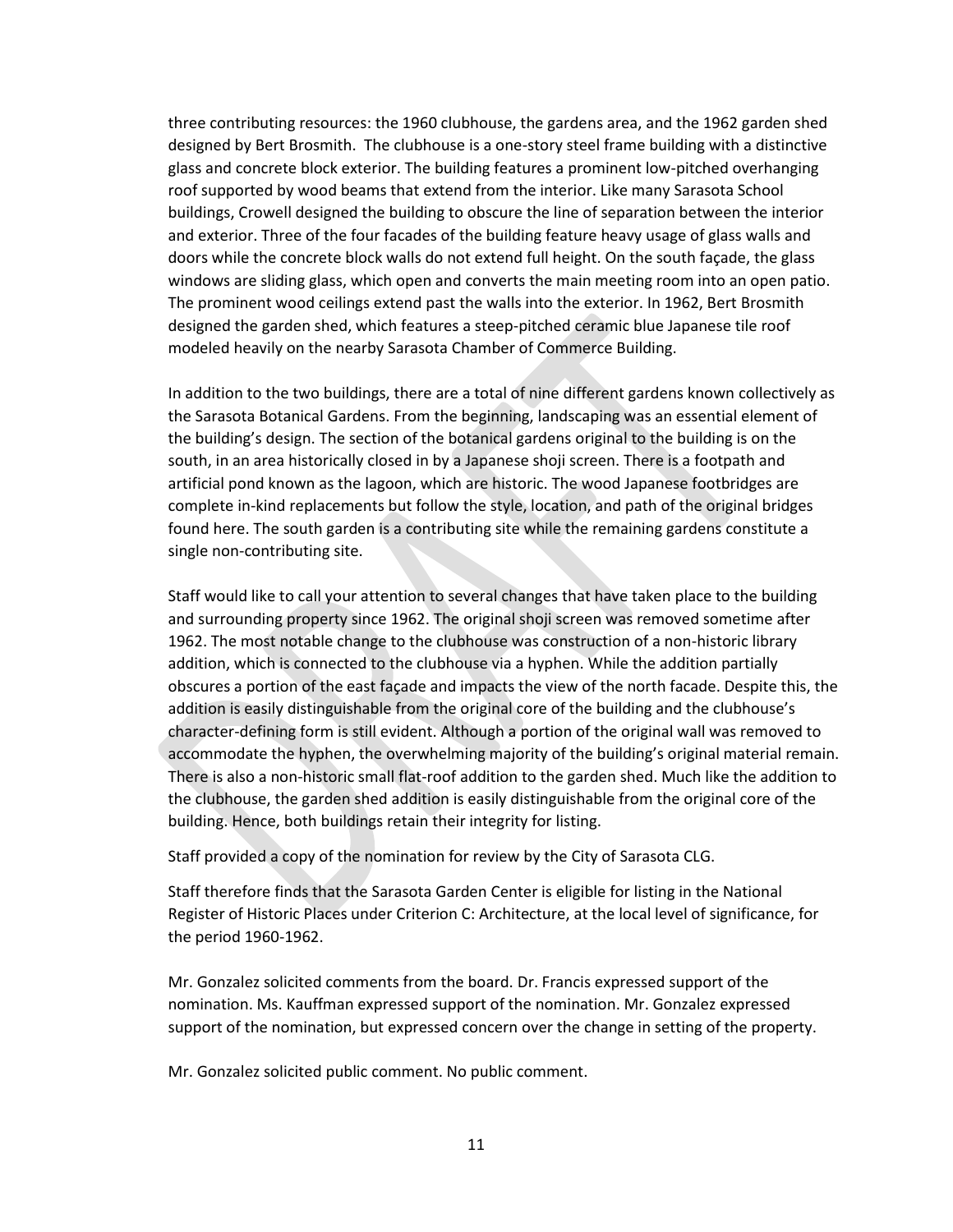three contributing resources: the 1960 clubhouse, the gardens area, and the 1962 garden shed designed by Bert Brosmith. The clubhouse is a one-story steel frame building with a distinctive glass and concrete block exterior. The building features a prominent low-pitched overhanging roof supported by wood beams that extend from the interior. Like many Sarasota School buildings, Crowell designed the building to obscure the line of separation between the interior and exterior. Three of the four facades of the building feature heavy usage of glass walls and doors while the concrete block walls do not extend full height. On the south façade, the glass windows are sliding glass, which open and converts the main meeting room into an open patio. The prominent wood ceilings extend past the walls into the exterior. In 1962, Bert Brosmith designed the garden shed, which features a steep-pitched ceramic blue Japanese tile roof modeled heavily on the nearby Sarasota Chamber of Commerce Building.

In addition to the two buildings, there are a total of nine different gardens known collectively as the Sarasota Botanical Gardens. From the beginning, landscaping was an essential element of the building's design. The section of the botanical gardens original to the building is on the south, in an area historically closed in by a Japanese shoji screen. There is a footpath and artificial pond known as the lagoon, which are historic. The wood Japanese footbridges are complete in-kind replacements but follow the style, location, and path of the original bridges found here. The south garden is a contributing site while the remaining gardens constitute a single non-contributing site.

Staff would like to call your attention to several changes that have taken place to the building and surrounding property since 1962. The original shoji screen was removed sometime after 1962. The most notable change to the clubhouse was construction of a non-historic library addition, which is connected to the clubhouse via a hyphen. While the addition partially obscures a portion of the east façade and impacts the view of the north facade. Despite this, the addition is easily distinguishable from the original core of the building and the clubhouse's character-defining form is still evident. Although a portion of the original wall was removed to accommodate the hyphen, the overwhelming majority of the building's original material remain. There is also a non-historic small flat-roof addition to the garden shed. Much like the addition to the clubhouse, the garden shed addition is easily distinguishable from the original core of the building. Hence, both buildings retain their integrity for listing.

Staff provided a copy of the nomination for review by the City of Sarasota CLG.

Staff therefore finds that the Sarasota Garden Center is eligible for listing in the National Register of Historic Places under Criterion C: Architecture, at the local level of significance, for the period 1960-1962.

Mr. Gonzalez solicited comments from the board. Dr. Francis expressed support of the nomination. Ms. Kauffman expressed support of the nomination. Mr. Gonzalez expressed support of the nomination, but expressed concern over the change in setting of the property.

Mr. Gonzalez solicited public comment. No public comment.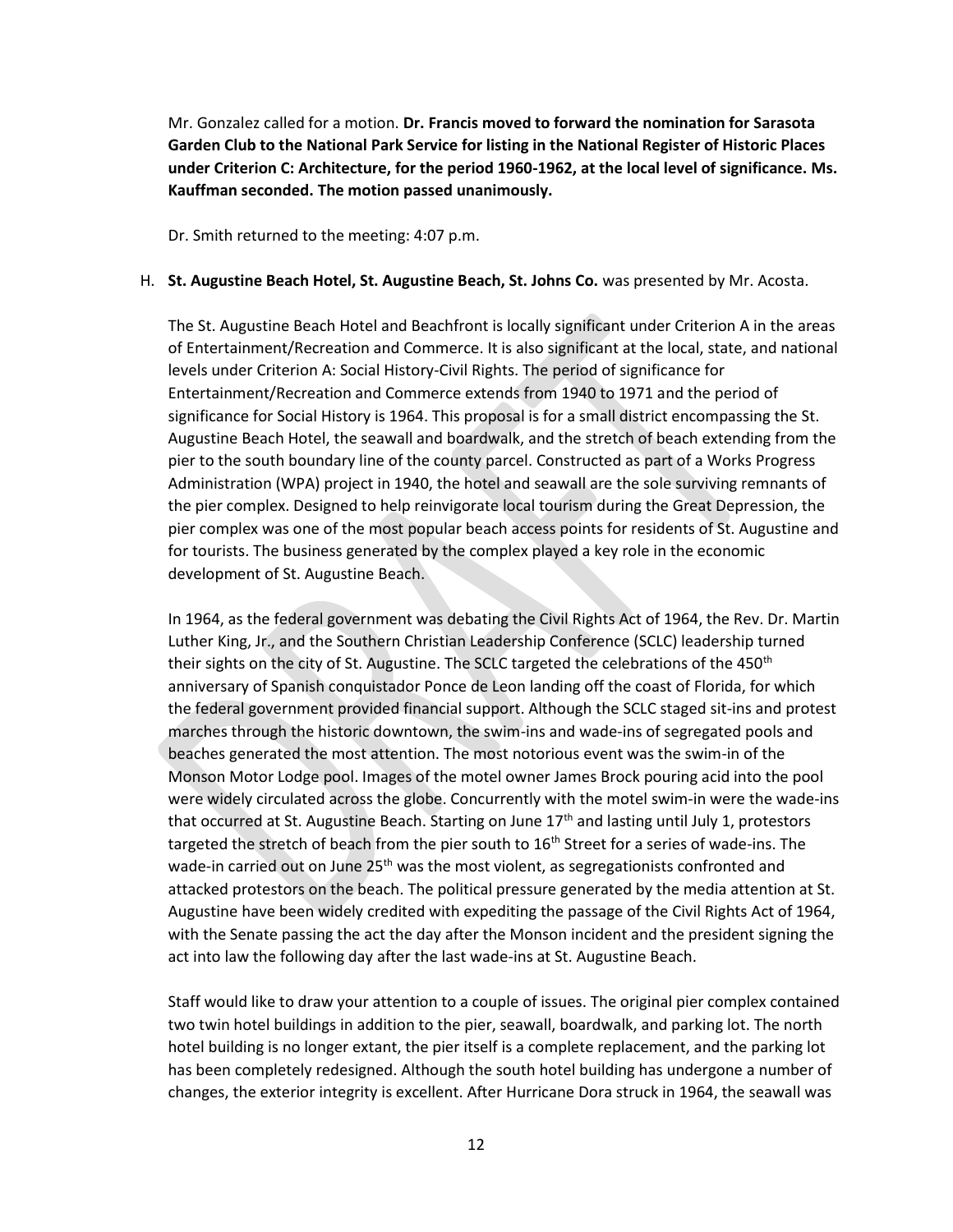Mr. Gonzalez called for a motion. **Dr. Francis moved to forward the nomination for Sarasota Garden Club to the National Park Service for listing in the National Register of Historic Places under Criterion C: Architecture, for the period 1960-1962, at the local level of significance. Ms. Kauffman seconded. The motion passed unanimously.**

Dr. Smith returned to the meeting: 4:07 p.m.

H. **St. Augustine Beach Hotel, St. Augustine Beach, St. Johns Co.** was presented by Mr. Acosta.

The St. Augustine Beach Hotel and Beachfront is locally significant under Criterion A in the areas of Entertainment/Recreation and Commerce. It is also significant at the local, state, and national levels under Criterion A: Social History-Civil Rights. The period of significance for Entertainment/Recreation and Commerce extends from 1940 to 1971 and the period of significance for Social History is 1964. This proposal is for a small district encompassing the St. Augustine Beach Hotel, the seawall and boardwalk, and the stretch of beach extending from the pier to the south boundary line of the county parcel. Constructed as part of a Works Progress Administration (WPA) project in 1940, the hotel and seawall are the sole surviving remnants of the pier complex. Designed to help reinvigorate local tourism during the Great Depression, the pier complex was one of the most popular beach access points for residents of St. Augustine and for tourists. The business generated by the complex played a key role in the economic development of St. Augustine Beach.

In 1964, as the federal government was debating the Civil Rights Act of 1964, the Rev. Dr. Martin Luther King, Jr., and the Southern Christian Leadership Conference (SCLC) leadership turned their sights on the city of St. Augustine. The SCLC targeted the celebrations of the 450th anniversary of Spanish conquistador Ponce de Leon landing off the coast of Florida, for which the federal government provided financial support. Although the SCLC staged sit-ins and protest marches through the historic downtown, the swim-ins and wade-ins of segregated pools and beaches generated the most attention. The most notorious event was the swim-in of the Monson Motor Lodge pool. Images of the motel owner James Brock pouring acid into the pool were widely circulated across the globe. Concurrently with the motel swim-in were the wade-ins that occurred at St. Augustine Beach. Starting on June 17th and lasting until July 1, protestors targeted the stretch of beach from the pier south to 16th Street for a series of wade-ins. The wade-in carried out on June 25th was the most violent, as segregationists confronted and attacked protestors on the beach. The political pressure generated by the media attention at St. Augustine have been widely credited with expediting the passage of the Civil Rights Act of 1964, with the Senate passing the act the day after the Monson incident and the president signing the act into law the following day after the last wade-ins at St. Augustine Beach.

Staff would like to draw your attention to a couple of issues. The original pier complex contained two twin hotel buildings in addition to the pier, seawall, boardwalk, and parking lot. The north hotel building is no longer extant, the pier itself is a complete replacement, and the parking lot has been completely redesigned. Although the south hotel building has undergone a number of changes, the exterior integrity is excellent. After Hurricane Dora struck in 1964, the seawall was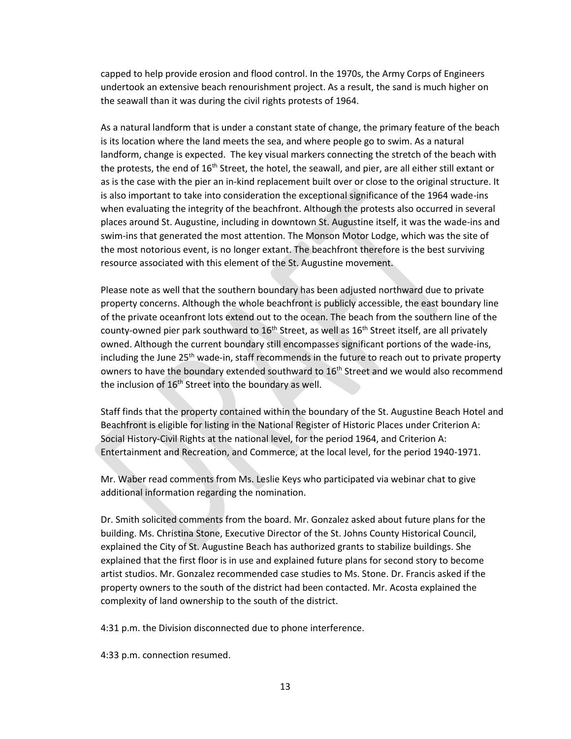capped to help provide erosion and flood control. In the 1970s, the Army Corps of Engineers undertook an extensive beach renourishment project. As a result, the sand is much higher on the seawall than it was during the civil rights protests of 1964.

As a natural landform that is under a constant state of change, the primary feature of the beach is its location where the land meets the sea, and where people go to swim. As a natural landform, change is expected. The key visual markers connecting the stretch of the beach with the protests, the end of 16th Street, the hotel, the seawall, and pier, are all either still extant or as is the case with the pier an in-kind replacement built over or close to the original structure. It is also important to take into consideration the exceptional significance of the 1964 wade-ins when evaluating the integrity of the beachfront. Although the protests also occurred in several places around St. Augustine, including in downtown St. Augustine itself, it was the wade-ins and swim-ins that generated the most attention. The Monson Motor Lodge, which was the site of the most notorious event, is no longer extant. The beachfront therefore is the best surviving resource associated with this element of the St. Augustine movement.

Please note as well that the southern boundary has been adjusted northward due to private property concerns. Although the whole beachfront is publicly accessible, the east boundary line of the private oceanfront lots extend out to the ocean. The beach from the southern line of the county-owned pier park southward to 16th Street, as well as 16th Street itself, are all privately owned. Although the current boundary still encompasses significant portions of the wade-ins, including the June 25th wade-in, staff recommends in the future to reach out to private property owners to have the boundary extended southward to 16th Street and we would also recommend the inclusion of 16th Street into the boundary as well.

Staff finds that the property contained within the boundary of the St. Augustine Beach Hotel and Beachfront is eligible for listing in the National Register of Historic Places under Criterion A: Social History-Civil Rights at the national level, for the period 1964, and Criterion A: Entertainment and Recreation, and Commerce, at the local level, for the period 1940-1971.

Mr. Waber read comments from Ms. Leslie Keys who participated via webinar chat to give additional information regarding the nomination.

Dr. Smith solicited comments from the board. Mr. Gonzalez asked about future plans for the building. Ms. Christina Stone, Executive Director of the St. Johns County Historical Council, explained the City of St. Augustine Beach has authorized grants to stabilize buildings. She explained that the first floor is in use and explained future plans for second story to become artist studios. Mr. Gonzalez recommended case studies to Ms. Stone. Dr. Francis asked if the property owners to the south of the district had been contacted. Mr. Acosta explained the complexity of land ownership to the south of the district.

4:31 p.m. the Division disconnected due to phone interference.

4:33 p.m. connection resumed.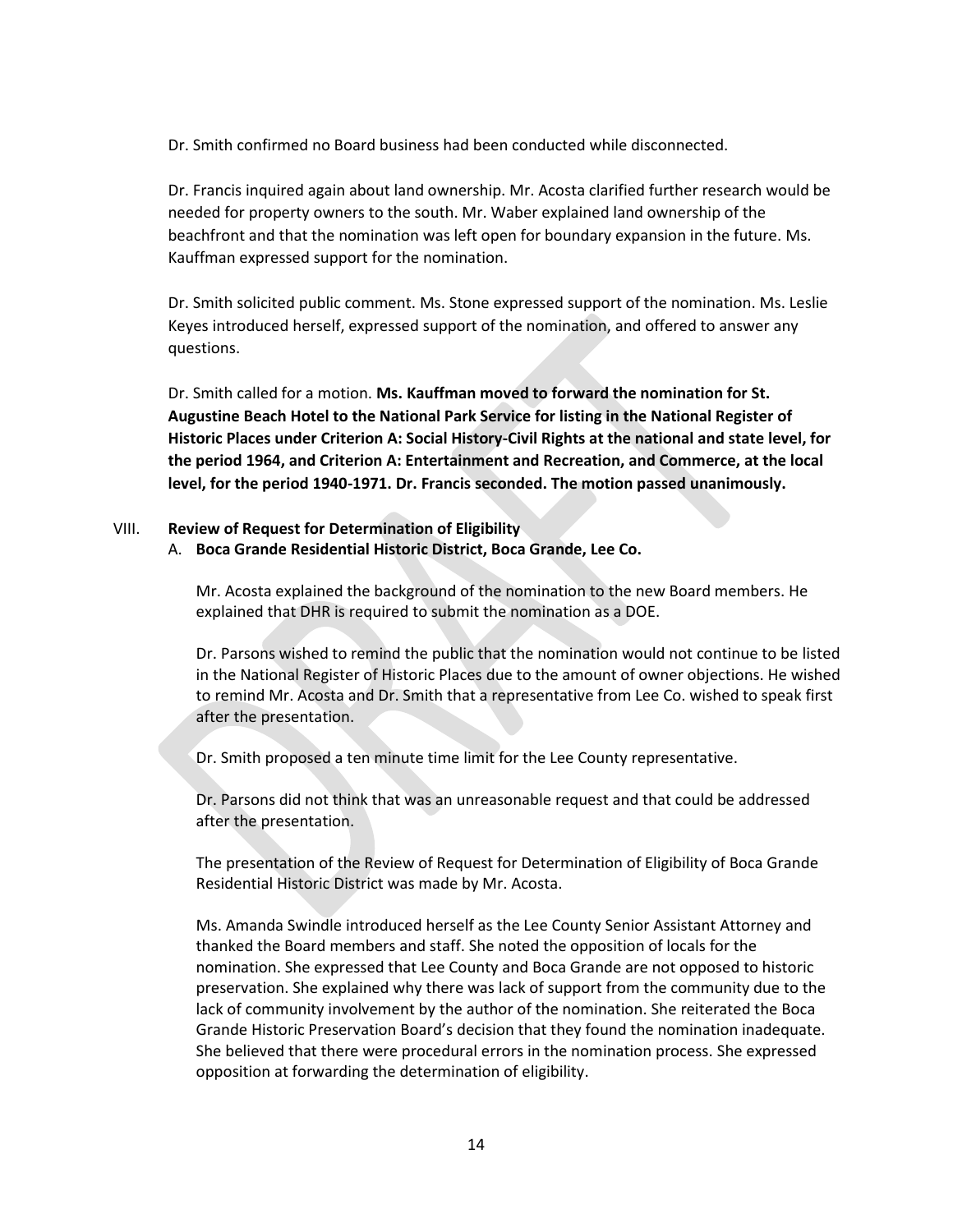Dr. Smith confirmed no Board business had been conducted while disconnected.

Dr. Francis inquired again about land ownership. Mr. Acosta clarified further research would be needed for property owners to the south. Mr. Waber explained land ownership of the beachfront and that the nomination was left open for boundary expansion in the future. Ms. Kauffman expressed support for the nomination.

Dr. Smith solicited public comment. Ms. Stone expressed support of the nomination. Ms. Leslie Keyes introduced herself, expressed support of the nomination, and offered to answer any questions.

Dr. Smith called for a motion. **Ms. Kauffman moved to forward the nomination for St. Augustine Beach Hotel to the National Park Service for listing in the National Register of Historic Places under Criterion A: Social History-Civil Rights at the national and state level, for the period 1964, and Criterion A: Entertainment and Recreation, and Commerce, at the local level, for the period 1940-1971. Dr. Francis seconded. The motion passed unanimously.**

VIII. **Review of Request for Determination of Eligibility**

A. **Boca Grande Residential Historic District, Boca Grande, Lee Co.**

Mr. Acosta explained the background of the nomination to the new Board members. He explained that DHR is required to submit the nomination as a DOE.

Dr. Parsons wished to remind the public that the nomination would not continue to be listed in the National Register of Historic Places due to the amount of owner objections. He wished to remind Mr. Acosta and Dr. Smith that a representative from Lee Co. wished to speak first after the presentation.

Dr. Smith proposed a ten minute time limit for the Lee County representative.

Dr. Parsons did not think that was an unreasonable request and that could be addressed after the presentation.

The presentation of the Review of Request for Determination of Eligibility of Boca Grande Residential Historic District was made by Mr. Acosta.

Ms. Amanda Swindle introduced herself as the Lee County Senior Assistant Attorney and thanked the Board members and staff. She noted the opposition of locals for the nomination. She expressed that Lee County and Boca Grande are not opposed to historic preservation. She explained why there was lack of support from the community due to the lack of community involvement by the author of the nomination. She reiterated the Boca Grande Historic Preservation Board's decision that they found the nomination inadequate. She believed that there were procedural errors in the nomination process. She expressed opposition at forwarding the determination of eligibility.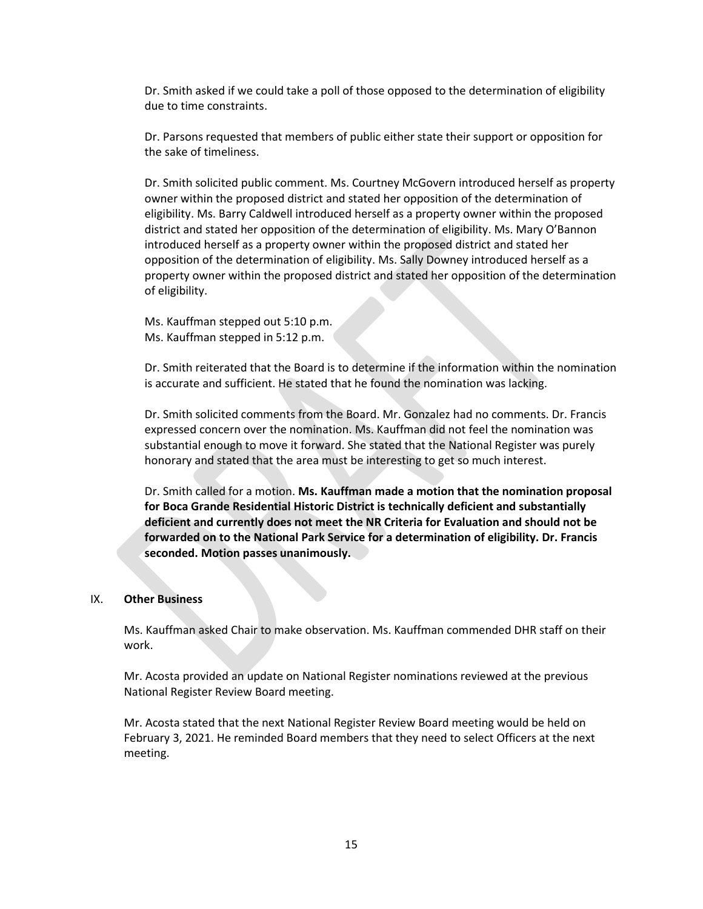Dr. Smith asked if we could take a poll of those opposed to the determination of eligibility due to time constraints.

Dr. Parsons requested that members of public either state their support or opposition for the sake of timeliness.

Dr. Smith solicited public comment. Ms. Courtney McGovern introduced herself as property owner within the proposed district and stated her opposition of the determination of eligibility. Ms. Barry Caldwell introduced herself as a property owner within the proposed district and stated her opposition of the determination of eligibility. Ms. Mary O'Bannon introduced herself as a property owner within the proposed district and stated her opposition of the determination of eligibility. Ms. Sally Downey introduced herself as a property owner within the proposed district and stated her opposition of the determination of eligibility.

Ms. Kauffman stepped out 5:10 p.m.
Ms. Kauffman stepped in 5:12 p.m.

Dr. Smith reiterated that the Board is to determine if the information within the nomination is accurate and sufficient. He stated that he found the nomination was lacking.

Dr. Smith solicited comments from the Board. Mr. Gonzalez had no comments. Dr. Francis expressed concern over the nomination. Ms. Kauffman did not feel the nomination was substantial enough to move it forward. She stated that the National Register was purely honorary and stated that the area must be interesting to get so much interest.

Dr. Smith called for a motion. **Ms. Kauffman made a motion that the nomination proposal for Boca Grande Residential Historic District is technically deficient and substantially deficient and currently does not meet the NR Criteria for Evaluation and should not be forwarded on to the National Park Service for a determination of eligibility. Dr. Francis seconded. Motion passes unanimously.**

## IX. Other Business

Ms. Kauffman asked Chair to make observation. Ms. Kauffman commended DHR staff on their work.

Mr. Acosta provided an update on National Register nominations reviewed at the previous National Register Review Board meeting.

Mr. Acosta stated that the next National Register Review Board meeting would be held on February 3, 2021. He reminded Board members that they need to select Officers at the next meeting.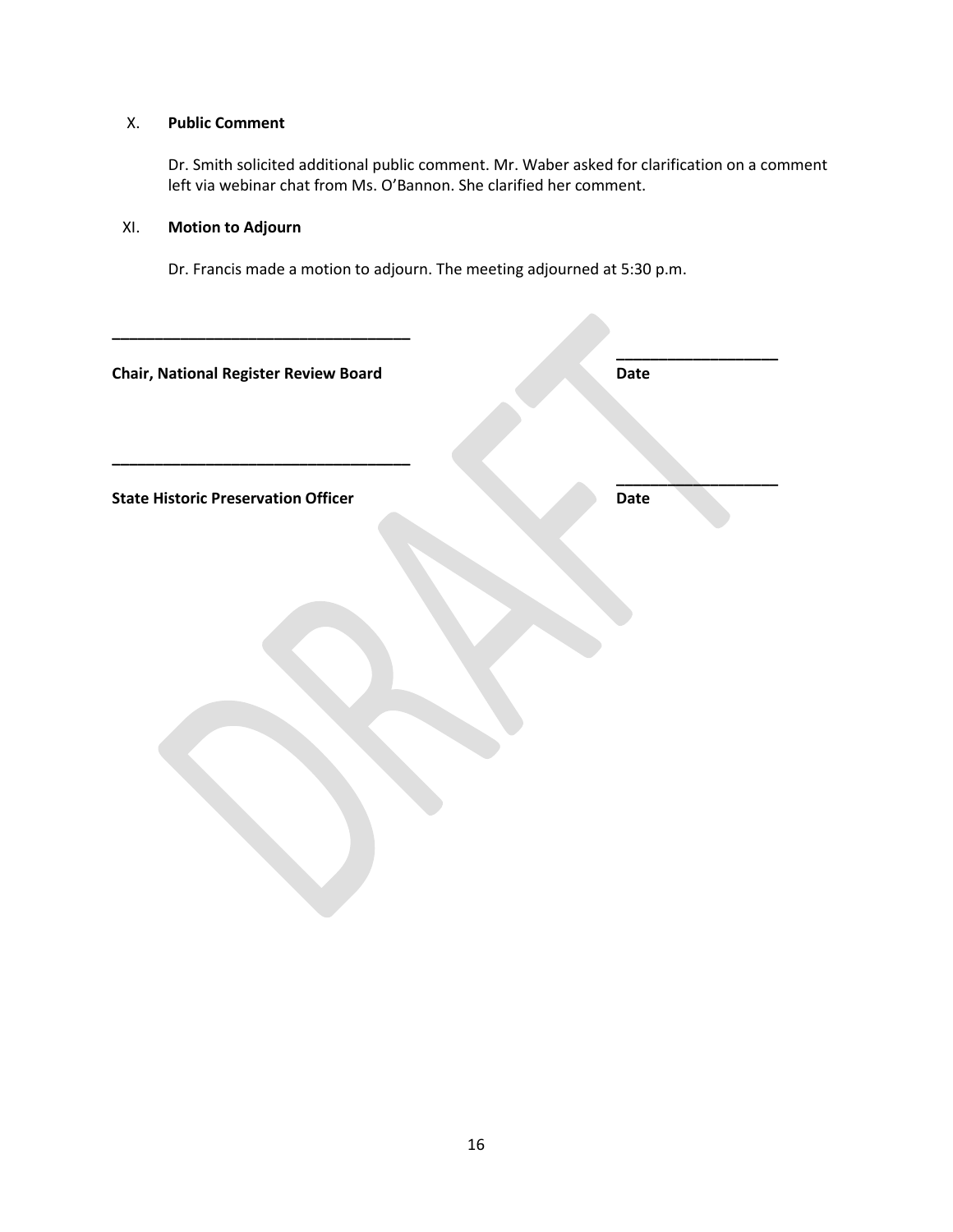X. **Public Comment**

Dr. Smith solicited additional public comment. Mr. Waber asked for clarification on a comment left via webinar chat from Ms. O'Bannon. She clarified her comment.

XI. **Motion to Adjourn**

Dr. Francis made a motion to adjourn. The meeting adjourned at 5:30 p.m.

___________________________________ ___________________

**Chair, National Register Review Board** **Date**

___________________________________ ___________________

**State Historic Preservation Officer** **Date**

DRAFT